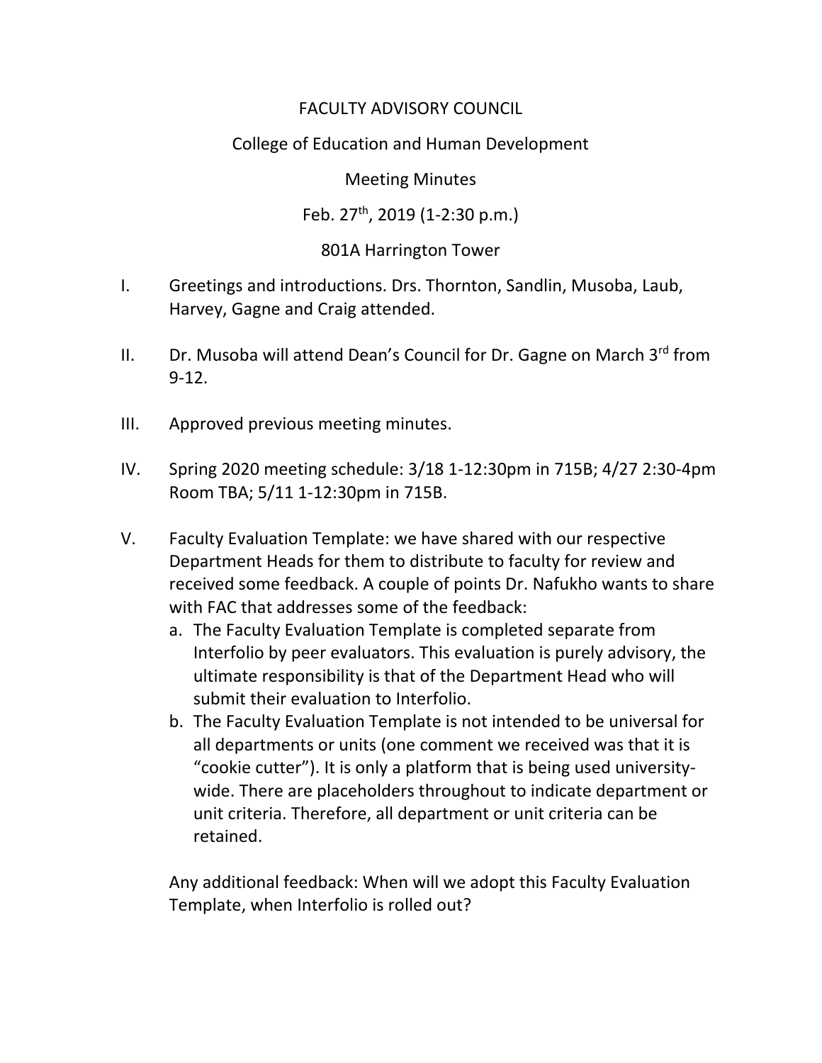# FACULTY ADVISORY COUNCIL

College of Education and Human Development

Meeting Minutes

Feb. 27th, 2019 (1-2:30 p.m.)

801A Harrington Tower

I. Greetings and introductions. Drs. Thornton, Sandlin, Musoba, Laub, Harvey, Gagne and Craig attended.

II. Dr. Musoba will attend Dean's Council for Dr. Gagne on March 3rd from 9-12.

III. Approved previous meeting minutes.

IV. Spring 2020 meeting schedule: 3/18 1-12:30pm in 715B; 4/27 2:30-4pm Room TBA; 5/11 1-12:30pm in 715B.

V. Faculty Evaluation Template: we have shared with our respective Department Heads for them to distribute to faculty for review and received some feedback. A couple of points Dr. Nafukho wants to share with FAC that addresses some of the feedback:

   a. The Faculty Evaluation Template is completed separate from Interfolio by peer evaluators. This evaluation is purely advisory, the ultimate responsibility is that of the Department Head who will submit their evaluation to Interfolio.
   b. The Faculty Evaluation Template is not intended to be universal for all departments or units (one comment we received was that it is "cookie cutter"). It is only a platform that is being used university-wide. There are placeholders throughout to indicate department or unit criteria. Therefore, all department or unit criteria can be retained.

   Any additional feedback: When will we adopt this Faculty Evaluation Template, when Interfolio is rolled out?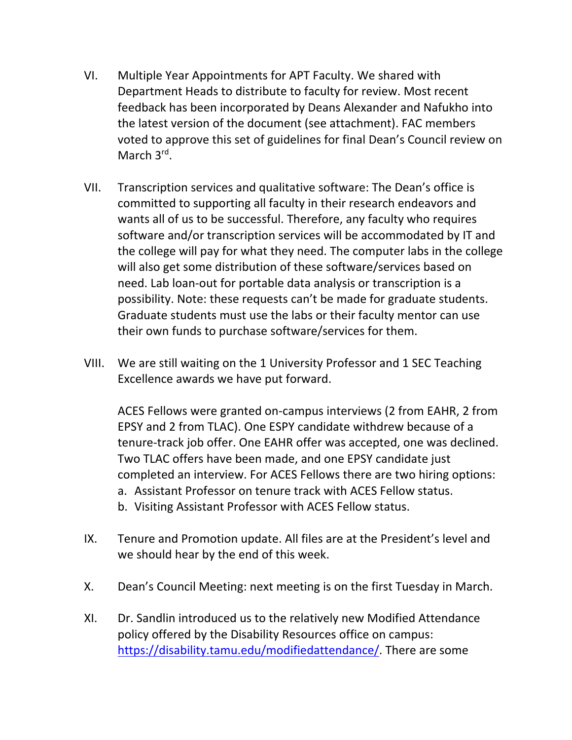VI. Multiple Year Appointments for APT Faculty. We shared with Department Heads to distribute to faculty for review. Most recent feedback has been incorporated by Deans Alexander and Nafukho into the latest version of the document (see attachment). FAC members voted to approve this set of guidelines for final Dean's Council review on March 3rd.

VII. Transcription services and qualitative software: The Dean's office is committed to supporting all faculty in their research endeavors and wants all of us to be successful. Therefore, any faculty who requires software and/or transcription services will be accommodated by IT and the college will pay for what they need. The computer labs in the college will also get some distribution of these software/services based on need. Lab loan-out for portable data analysis or transcription is a possibility. Note: these requests can't be made for graduate students. Graduate students must use the labs or their faculty mentor can use their own funds to purchase software/services for them.

VIII. We are still waiting on the 1 University Professor and 1 SEC Teaching Excellence awards we have put forward.

ACES Fellows were granted on-campus interviews (2 from EAHR, 2 from EPSY and 2 from TLAC). One ESPY candidate withdrew because of a tenure-track job offer. One EAHR offer was accepted, one was declined. Two TLAC offers have been made, and one EPSY candidate just completed an interview. For ACES Fellows there are two hiring options:

a. Assistant Professor on tenure track with ACES Fellow status.
b. Visiting Assistant Professor with ACES Fellow status.

IX. Tenure and Promotion update. All files are at the President's level and we should hear by the end of this week.

X. Dean's Council Meeting: next meeting is on the first Tuesday in March.

XI. Dr. Sandlin introduced us to the relatively new Modified Attendance policy offered by the Disability Resources office on campus: https://disability.tamu.edu/modifiedattendance/. There are some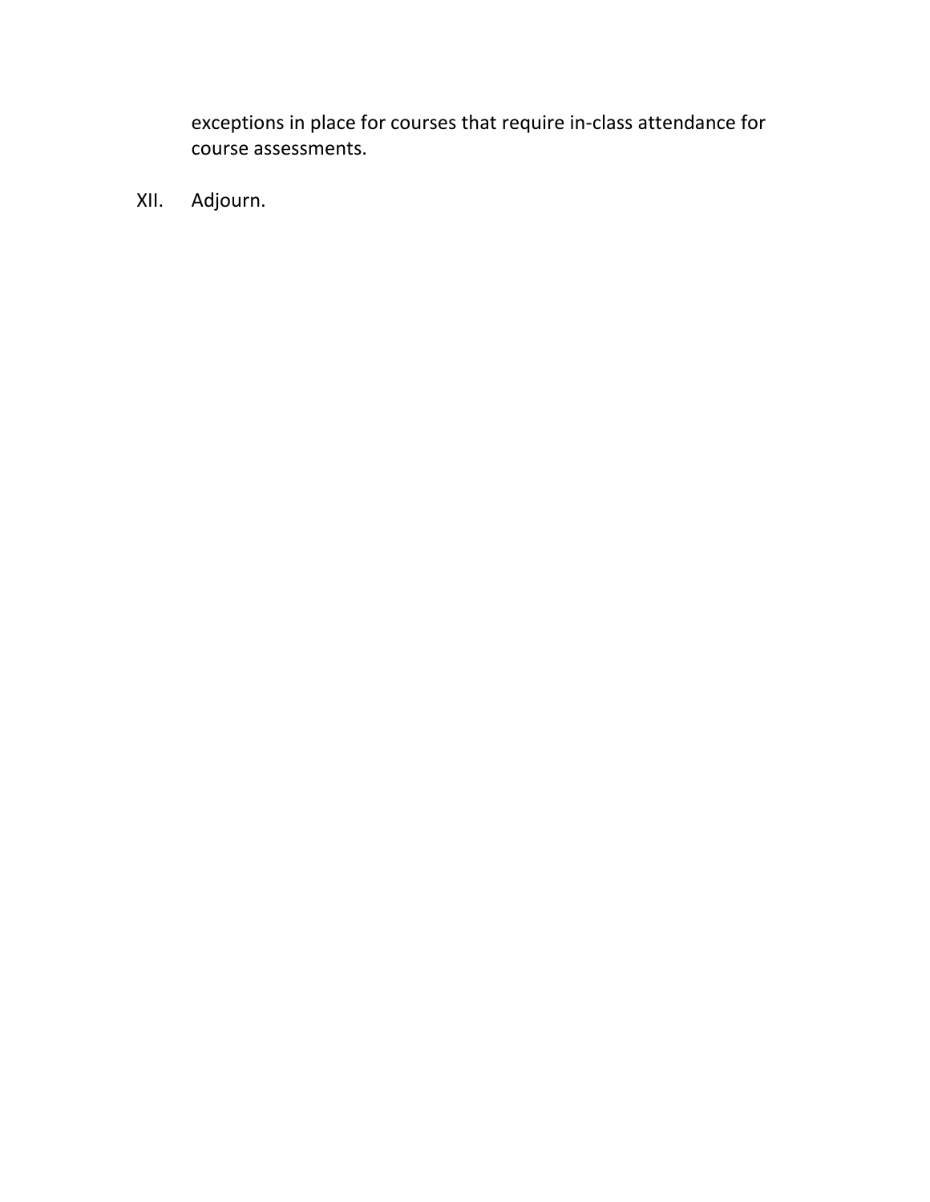exceptions in place for courses that require in-class attendance for course assessments.

XII. Adjourn.